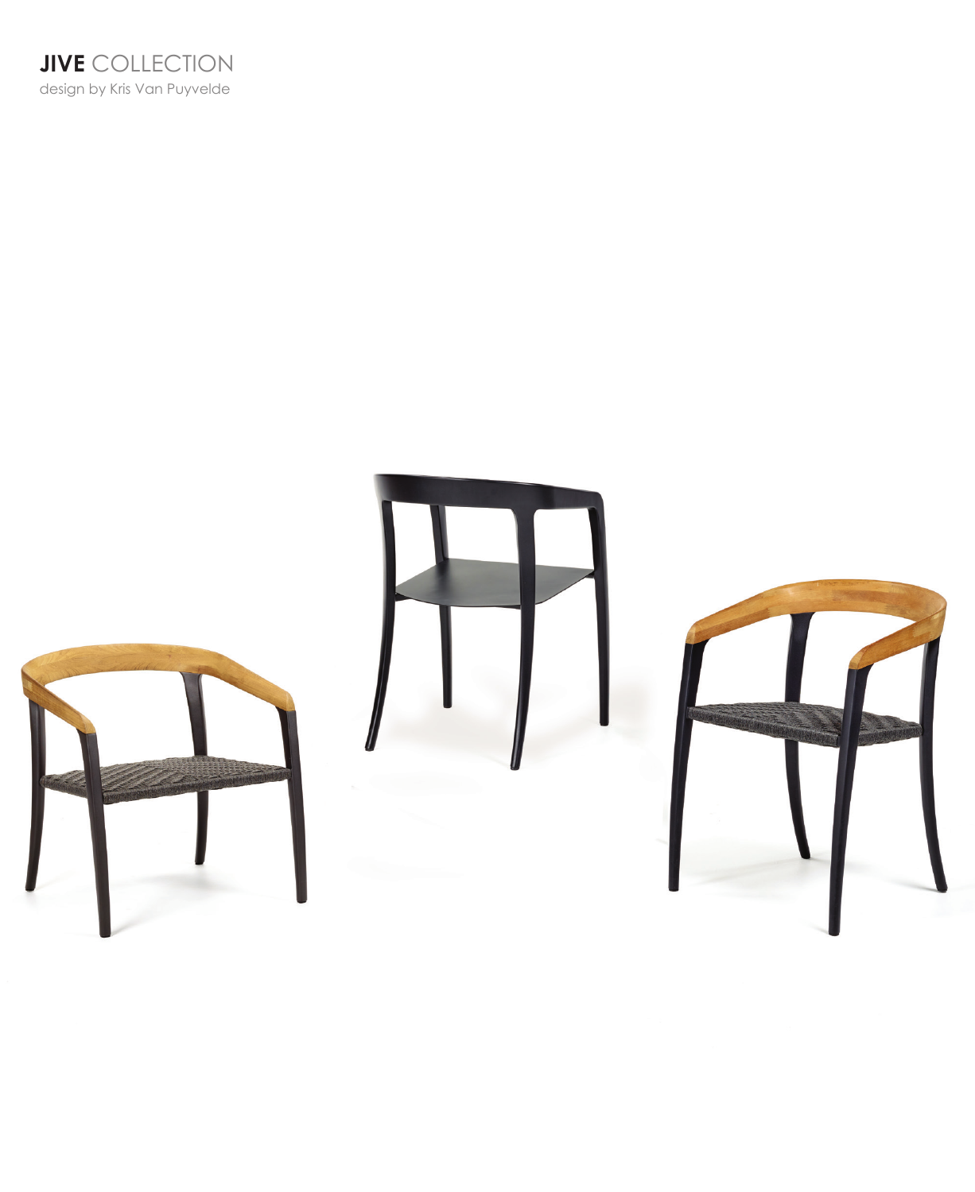**JIVE** COLLECTION

design by Kris Van Puyvelde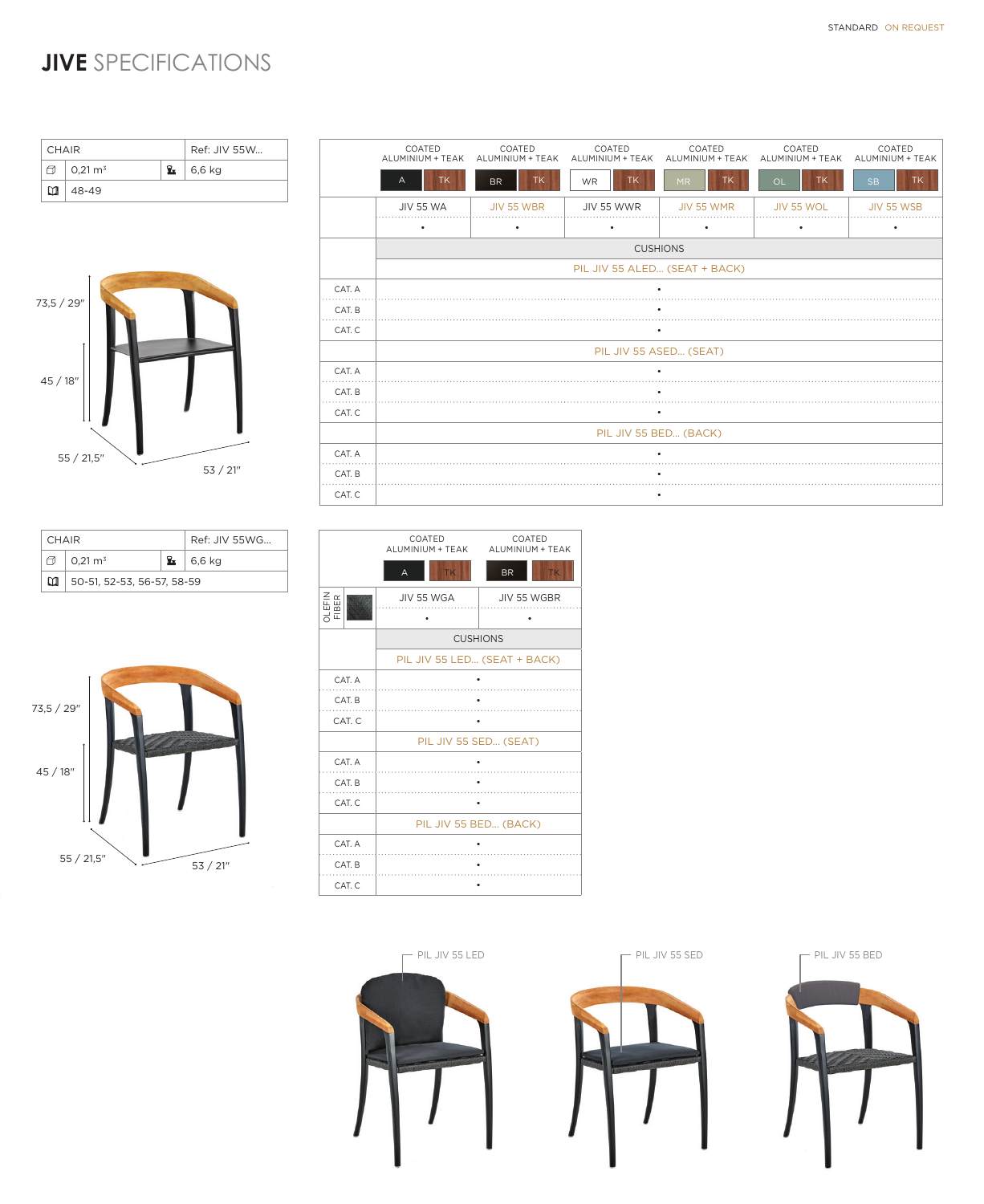STANDARD ON REQUEST

# JIVE SPECIFICATIONS

| CHAIR | | Ref: JIV 55W... |
|---|---|---|
| 0,21 m³ | | 6,6 kg |
| 48-49 | | |

73,5 / 29"
45 / 18"
55 / 21,5"
53 / 21"

| | COATED ALUMINIUM + TEAK | COATED ALUMINIUM + TEAK | COATED ALUMINIUM + TEAK | COATED ALUMINIUM + TEAK | COATED ALUMINIUM + TEAK | COATED ALUMINIUM + TEAK |
|---|---|---|---|---|---|---|
| | A / TK | BR / TK | WR / TK | MR / TK | OL / TK | SB / TK |
| | JIV 55 WA | JIV 55 WBR | JIV 55 WWR | JIV 55 WMR | JIV 55 WOL | JIV 55 WSB |
| | • | • | • | • | • | • |
| | CUSHIONS | | | | | |
| | PIL JIV 55 ALED... (SEAT + BACK) | | | | | |
| CAT. A | • | | | | | |
| CAT. B | • | | | | | |
| CAT. C | • | | | | | |
| | PIL JIV 55 ASED... (SEAT) | | | | | |
| CAT. A | • | | | | | |
| CAT. B | • | | | | | |
| CAT. C | • | | | | | |
| | PIL JIV 55 BED... (BACK) | | | | | |
| CAT. A | • | | | | | |
| CAT. B | • | | | | | |
| CAT. C | • | | | | | |

| CHAIR | | Ref: JIV 55WG... |
|---|---|---|
| 0,21 m³ | | 6,6 kg |
| 50-51, 52-53, 56-57, 58-59 | | |

73,5 / 29"
45 / 18"
55 / 21,5"
53 / 21"

| | COATED ALUMINIUM + TEAK | COATED ALUMINIUM + TEAK |
|---|---|---|
| | A / TK | BR / TK |
| OLEFIN FIBER | JIV 55 WGA | JIV 55 WGBR |
| | • | • |
| | CUSHIONS | |
| | PIL JIV 55 LED... (SEAT + BACK) | |
| CAT. A | • | |
| CAT. B | • | |
| CAT. C | • | |
| | PIL JIV 55 SED... (SEAT) | |
| CAT. A | • | |
| CAT. B | • | |
| CAT. C | • | |
| | PIL JIV 55 BED... (BACK) | |
| CAT. A | • | |
| CAT. B | • | |
| CAT. C | • | |

PIL JIV 55 LED

PIL JIV 55 SED

PIL JIV 55 BED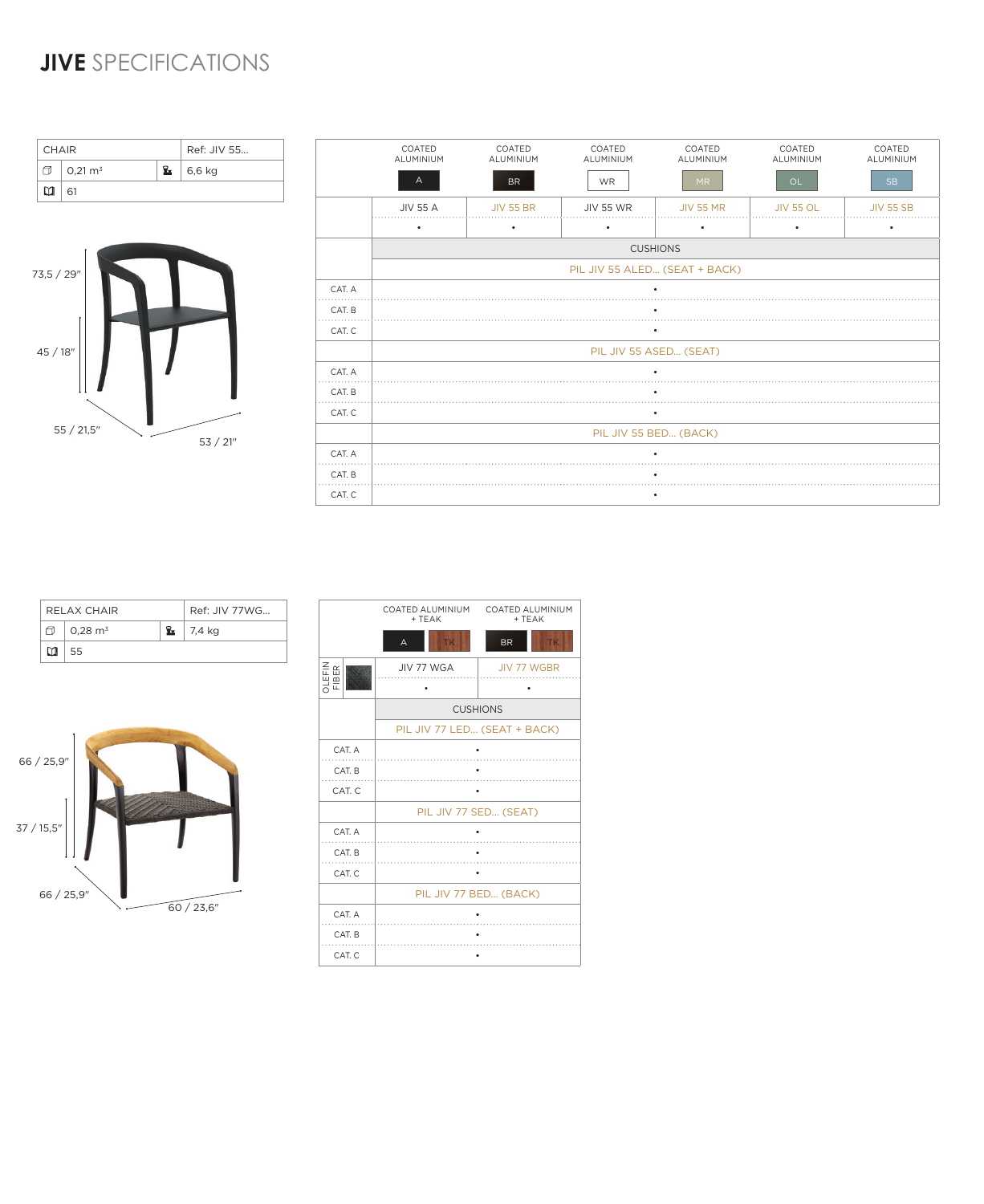# JIVE SPECIFICATIONS

| CHAIR | | | Ref: JIV 55... |
|---|---|---|---|
| | $0,21\ m^3$ | | 6,6 kg |
| | 61 | | |

73,5 / 29"

45 / 18"

55 / 21,5"

53 / 21"

| | COATED ALUMINIUM A | COATED ALUMINIUM BR | COATED ALUMINIUM WR | COATED ALUMINIUM MR | COATED ALUMINIUM OL | COATED ALUMINIUM SB |
|---|---|---|---|---|---|---|
| | JIV 55 A | JIV 55 BR | JIV 55 WR | JIV 55 MR | JIV 55 OL | JIV 55 SB |
| | • | • | • | • | • | • |
| | CUSHIONS | | | | | |
| | PIL JIV 55 ALED... (SEAT + BACK) | | | | | |
| CAT. A | • | | | | | |
| CAT. B | • | | | | | |
| CAT. C | • | | | | | |
| | PIL JIV 55 ASED... (SEAT) | | | | | |
| CAT. A | • | | | | | |
| CAT. B | • | | | | | |
| CAT. C | • | | | | | |
| | PIL JIV 55 BED... (BACK) | | | | | |
| CAT. A | • | | | | | |
| CAT. B | • | | | | | |
| CAT. C | • | | | | | |

| RELAX CHAIR | | | Ref: JIV 77WG... |
|---|---|---|---|
| | $0,28\ m^3$ | | 7,4 kg |
| | 55 | | |

66 / 25,9"

37 / 15,5"

66 / 25,9"

60 / 23,6"

| | COATED ALUMINIUM + TEAK (A, TK) | COATED ALUMINIUM + TEAK (BR, TK) |
|---|---|---|
| OLEFIN FIBER | JIV 77 WGA | JIV 77 WGBR |
| | • | • |
| | CUSHIONS | |
| | PIL JIV 77 LED... (SEAT + BACK) | |
| CAT. A | • | |
| CAT. B | • | |
| CAT. C | • | |
| | PIL JIV 77 SED... (SEAT) | |
| CAT. A | • | |
| CAT. B | • | |
| CAT. C | • | |
| | PIL JIV 77 BED... (BACK) | |
| CAT. A | • | |
| CAT. B | • | |
| CAT. C | • | |